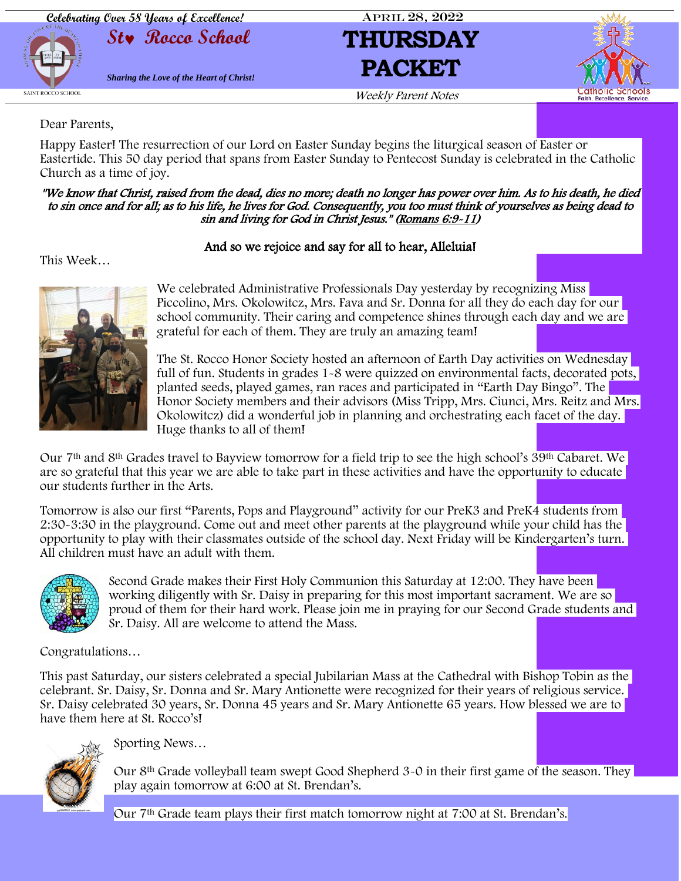Celebrating Over 58 Years of Excellence!

# St. Rocco School

*Sharing the Love of the Heart of Christ!*

April 28, 2022

# THURSDAY PACKET

*Weekly Parent Notes*

Dear Parents,

Happy Easter! The resurrection of our Lord on Easter Sunday begins the liturgical season of Easter or Eastertide. This 50 day period that spans from Easter Sunday to Pentecost Sunday is celebrated in the Catholic Church as a time of joy.

*"We know that Christ, raised from the dead, dies no more; death no longer has power over him. As to his death, he died to sin once and for all; as to his life, he lives for God. Consequently, you too must think of yourselves as being dead to sin and living for God in Christ Jesus." (Romans 6:9-11)*

And so we rejoice and say for all to hear, Alleluia!

This Week…

We celebrated Administrative Professionals Day yesterday by recognizing Miss Piccolino, Mrs. Okolowitcz, Mrs. Fava and Sr. Donna for all they do each day for our school community. Their caring and competence shines through each day and we are grateful for each of them. They are truly an amazing team!

The St. Rocco Honor Society hosted an afternoon of Earth Day activities on Wednesday full of fun. Students in grades 1-8 were quizzed on environmental facts, decorated pots, planted seeds, played games, ran races and participated in "Earth Day Bingo". The Honor Society members and their advisors (Miss Tripp, Mrs. Ciunci, Mrs. Reitz and Mrs. Okolowitcz) did a wonderful job in planning and orchestrating each facet of the day. Huge thanks to all of them!

Our 7th and 8th Grades travel to Bayview tomorrow for a field trip to see the high school's 39th Cabaret. We are so grateful that this year we are able to take part in these activities and have the opportunity to educate our students further in the Arts.

Tomorrow is also our first "Parents, Pops and Playground" activity for our PreK3 and PreK4 students from 2:30-3:30 in the playground. Come out and meet other parents at the playground while your child has the opportunity to play with their classmates outside of the school day. Next Friday will be Kindergarten's turn. All children must have an adult with them.

Second Grade makes their First Holy Communion this Saturday at 12:00. They have been working diligently with Sr. Daisy in preparing for this most important sacrament. We are so proud of them for their hard work. Please join me in praying for our Second Grade students and Sr. Daisy. All are welcome to attend the Mass.

Congratulations…

This past Saturday, our sisters celebrated a special Jubilarian Mass at the Cathedral with Bishop Tobin as the celebrant. Sr. Daisy, Sr. Donna and Sr. Mary Antionette were recognized for their years of religious service. Sr. Daisy celebrated 30 years, Sr. Donna 45 years and Sr. Mary Antionette 65 years. How blessed we are to have them here at St. Rocco's!

Sporting News…

Our 8th Grade volleyball team swept Good Shepherd 3-0 in their first game of the season. They play again tomorrow at 6:00 at St. Brendan's.

Our 7th Grade team plays their first match tomorrow night at 7:00 at St. Brendan's.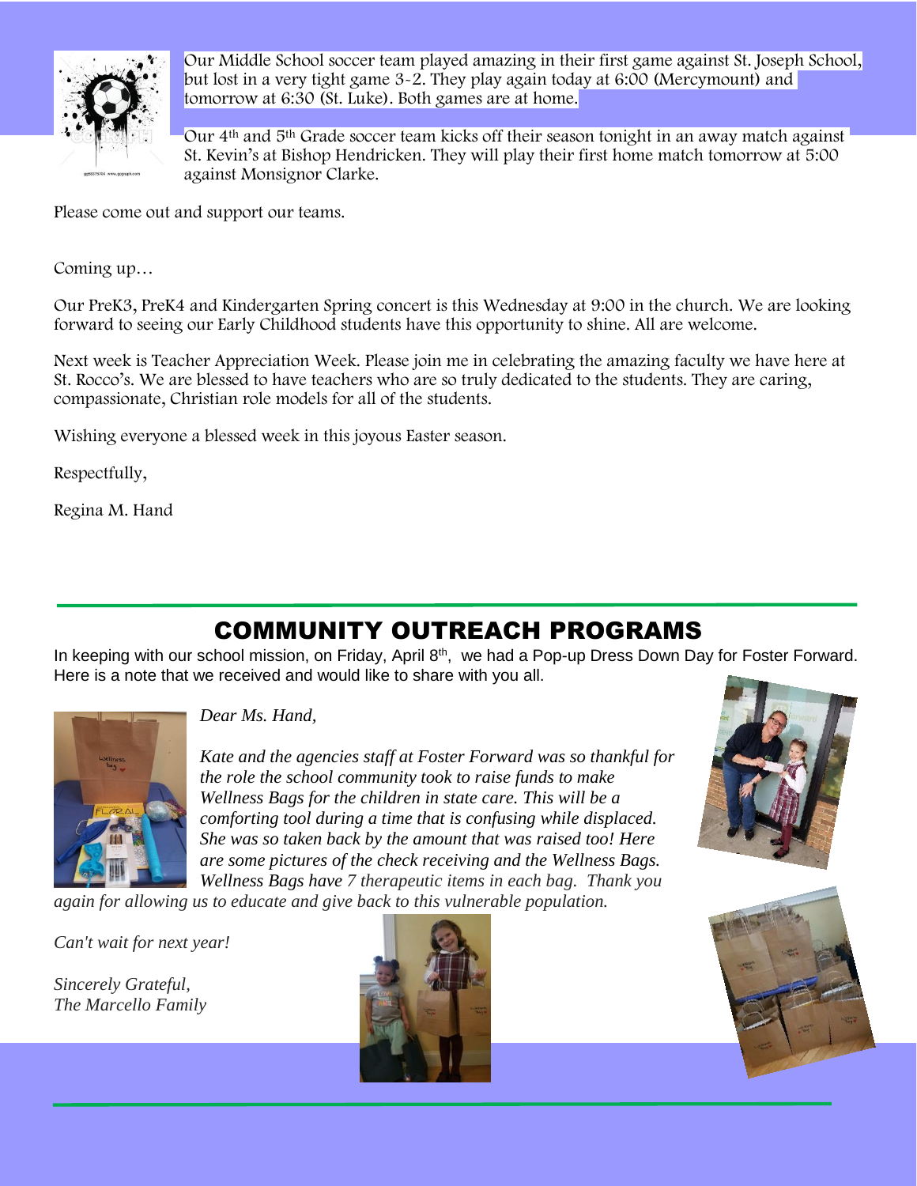Our Middle School soccer team played amazing in their first game against St. Joseph School, but lost in a very tight game 3-2. They play again today at 6:00 (Mercymount) and tomorrow at 6:30 (St. Luke). Both games are at home.

Our 4th and 5th Grade soccer team kicks off their season tonight in an away match against St. Kevin's at Bishop Hendricken. They will play their first home match tomorrow at 5:00 against Monsignor Clarke.

Please come out and support our teams.

Coming up…

Our PreK3, PreK4 and Kindergarten Spring concert is this Wednesday at 9:00 in the church. We are looking forward to seeing our Early Childhood students have this opportunity to shine. All are welcome.

Next week is Teacher Appreciation Week. Please join me in celebrating the amazing faculty we have here at St. Rocco's. We are blessed to have teachers who are so truly dedicated to the students. They are caring, compassionate, Christian role models for all of the students.

Wishing everyone a blessed week in this joyous Easter season.

Respectfully,

Regina M. Hand

## COMMUNITY OUTREACH PROGRAMS

In keeping with our school mission, on Friday, April 8th, we had a Pop-up Dress Down Day for Foster Forward. Here is a note that we received and would like to share with you all.

*Dear Ms. Hand,*

*Kate and the agencies staff at Foster Forward was so thankful for the role the school community took to raise funds to make Wellness Bags for the children in state care. This will be a comforting tool during a time that is confusing while displaced. She was so taken back by the amount that was raised too! Here are some pictures of the check receiving and the Wellness Bags. Wellness Bags have 7 therapeutic items in each bag. Thank you again for allowing us to educate and give back to this vulnerable population.*

*Can't wait for next year!*

*Sincerely Grateful,*
*The Marcello Family*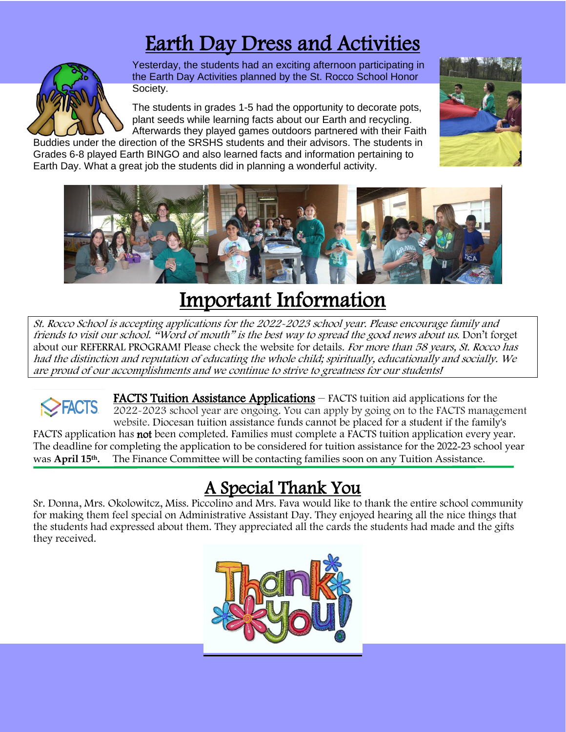# Earth Day Dress and Activities

Yesterday, the students had an exciting afternoon participating in the Earth Day Activities planned by the St. Rocco School Honor Society.

The students in grades 1-5 had the opportunity to decorate pots, plant seeds while learning facts about our Earth and recycling. Afterwards they played games outdoors partnered with their Faith Buddies under the direction of the SRSHS students and their advisors. The students in Grades 6-8 played Earth BINGO and also learned facts and information pertaining to Earth Day. What a great job the students did in planning a wonderful activity.

# Important Information

*St. Rocco School is accepting applications for the 2022-2023 school year. Please encourage family and friends to visit our school. "Word of mouth" is the best way to spread the good news about us.* Don't forget about our REFERRAL PROGRAM! Please check the website for details. *For more than 58 years, St. Rocco has had the distinction and reputation of educating the whole child; spiritually, educationally and socially. We are proud of our accomplishments and we continue to strive to greatness for our students!*

**FACTS Tuition Assistance Applications** – FACTS tuition aid applications for the 2022-2023 school year are ongoing. You can apply by going on to the FACTS management website. Diocesan tuition assistance funds cannot be placed for a student if the family's FACTS application has **not** been completed. Families must complete a FACTS tuition application every year. The deadline for completing the application to be considered for tuition assistance for the 2022-23 school year was **April 15th.** The Finance Committee will be contacting families soon on any Tuition Assistance.

# A Special Thank You

Sr. Donna, Mrs. Okolowitcz, Miss. Piccolino and Mrs. Fava would like to thank the entire school community for making them feel special on Administrative Assistant Day. They enjoyed hearing all the nice things that the students had expressed about them. They appreciated all the cards the students had made and the gifts they received.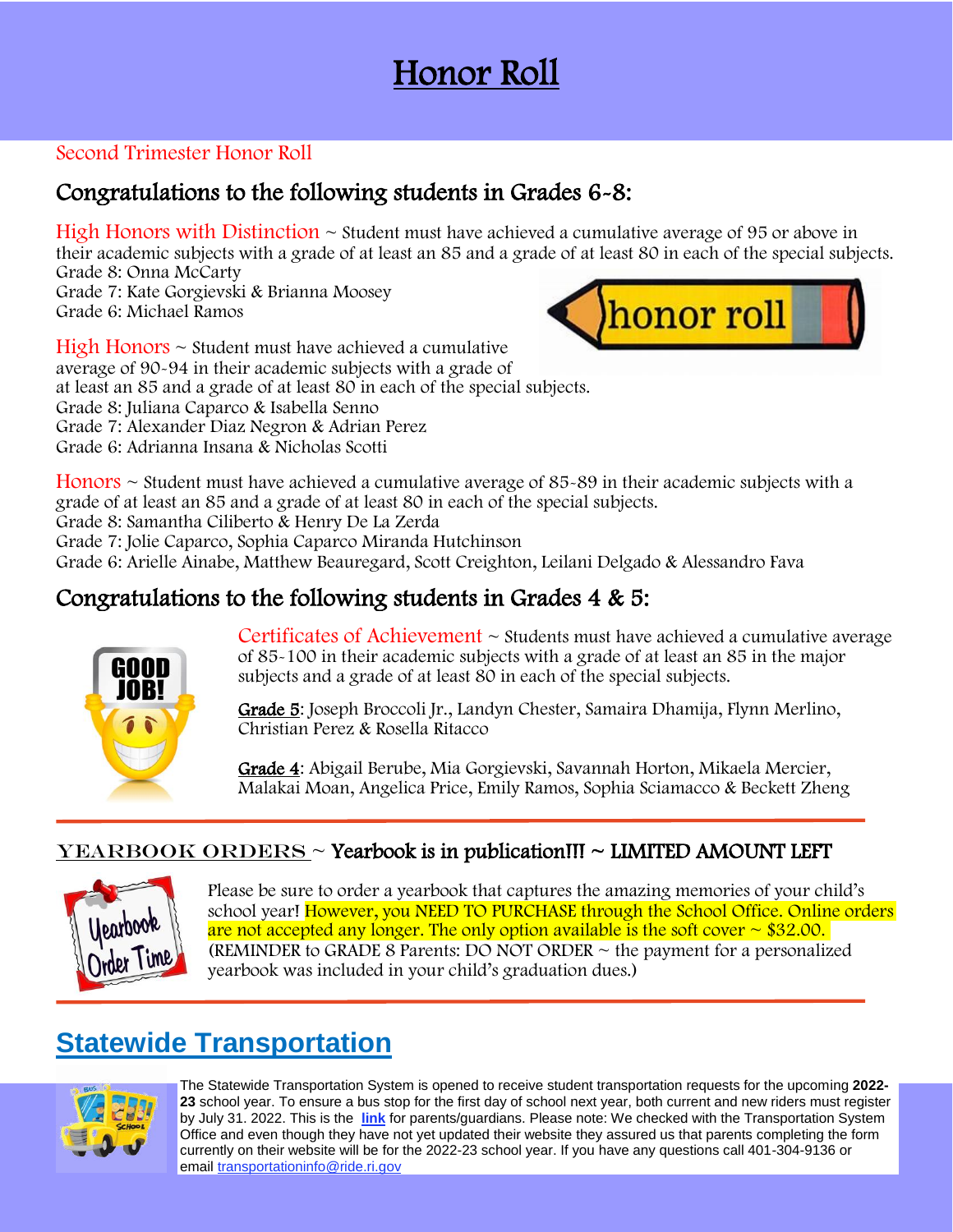# Honor Roll

Second Trimester Honor Roll

## Congratulations to the following students in Grades 6-8:

High Honors with Distinction ~ Student must have achieved a cumulative average of 95 or above in their academic subjects with a grade of at least an 85 and a grade of at least 80 in each of the special subjects.

Grade 8: Onna McCarty
Grade 7: Kate Gorgievski & Brianna Moosey
Grade 6: Michael Ramos

High Honors ~ Student must have achieved a cumulative average of 90-94 in their academic subjects with a grade of at least an 85 and a grade of at least 80 in each of the special subjects.

Grade 8: Juliana Caparco & Isabella Senno
Grade 7: Alexander Diaz Negron & Adrian Perez
Grade 6: Adrianna Insana & Nicholas Scotti

Honors ~ Student must have achieved a cumulative average of 85-89 in their academic subjects with a grade of at least an 85 and a grade of at least 80 in each of the special subjects.

Grade 8: Samantha Ciliberto & Henry De La Zerda
Grade 7: Jolie Caparco, Sophia Caparco Miranda Hutchinson
Grade 6: Arielle Ainabe, Matthew Beauregard, Scott Creighton, Leilani Delgado & Alessandro Fava

## Congratulations to the following students in Grades 4 & 5:

Certificates of Achievement ~ Students must have achieved a cumulative average of 85-100 in their academic subjects with a grade of at least an 85 in the major subjects and a grade of at least 80 in each of the special subjects.

Grade 5: Joseph Broccoli Jr., Landyn Chester, Samaira Dhamija, Flynn Merlino, Christian Perez & Rosella Ritacco

Grade 4: Abigail Berube, Mia Gorgievski, Savannah Horton, Mikaela Mercier, Malakai Moan, Angelica Price, Emily Ramos, Sophia Sciamacco & Beckett Zheng

---

## YEARBOOK ORDERS ~ Yearbook is in publication!!! ~ LIMITED AMOUNT LEFT

Please be sure to order a yearbook that captures the amazing memories of your child's school year! However, you NEED TO PURCHASE through the School Office. Online orders are not accepted any longer. The only option available is the soft cover ~ $32.00. (REMINDER to GRADE 8 Parents: DO NOT ORDER ~ the payment for a personalized yearbook was included in your child's graduation dues.)

---

## Statewide Transportation

The Statewide Transportation System is opened to receive student transportation requests for the upcoming **2022-23** school year. To ensure a bus stop for the first day of school next year, both current and new riders must register by July 31. 2022. This is the **link** for parents/guardians. Please note: We checked with the Transportation System Office and even though they have not yet updated their website they assured us that parents completing the form currently on their website will be for the 2022-23 school year. If you have any questions call 401-304-9136 or email transportationinfo@ride.ri.gov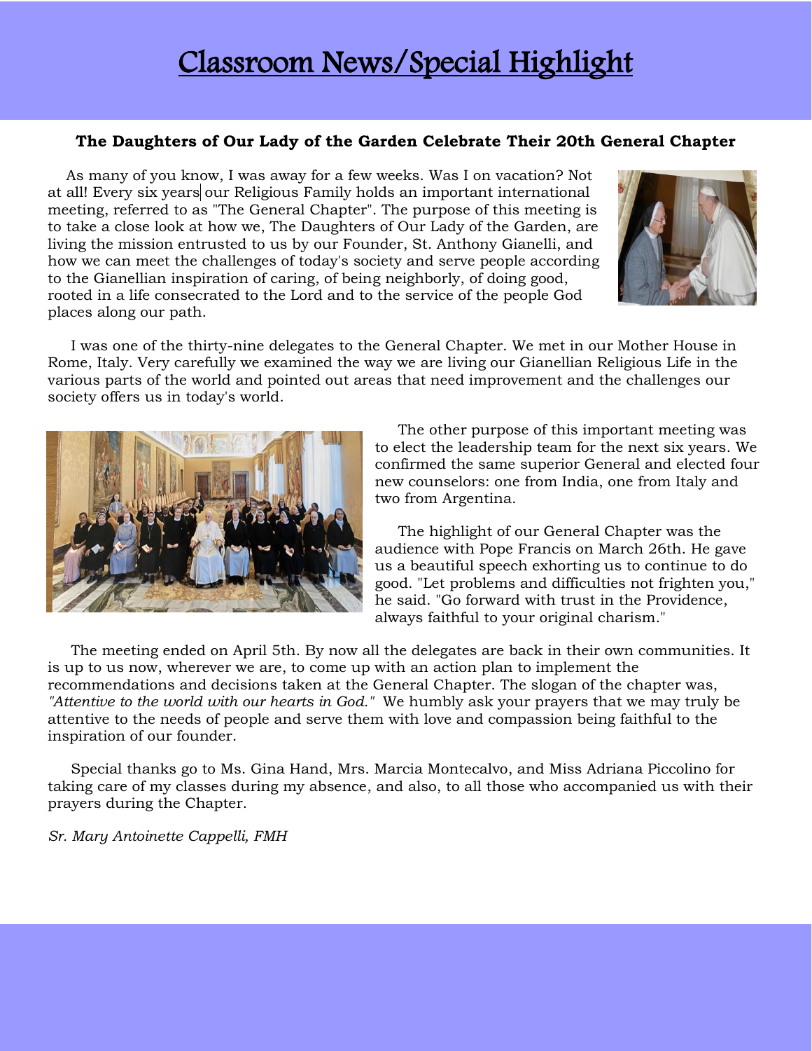# Classroom News/Special Highlight

**The Daughters of Our Lady of the Garden Celebrate Their 20th General Chapter**

As many of you know, I was away for a few weeks. Was I on vacation? Not at all! Every six years our Religious Family holds an important international meeting, referred to as "The General Chapter". The purpose of this meeting is to take a close look at how we, The Daughters of Our Lady of the Garden, are living the mission entrusted to us by our Founder, St. Anthony Gianelli, and how we can meet the challenges of today's society and serve people according to the Gianellian inspiration of caring, of being neighborly, of doing good, rooted in a life consecrated to the Lord and to the service of the people God places along our path.

I was one of the thirty-nine delegates to the General Chapter. We met in our Mother House in Rome, Italy. Very carefully we examined the way we are living our Gianellian Religious Life in the various parts of the world and pointed out areas that need improvement and the challenges our society offers us in today's world.

The other purpose of this important meeting was to elect the leadership team for the next six years. We confirmed the same superior General and elected four new counselors: one from India, one from Italy and two from Argentina.

The highlight of our General Chapter was the audience with Pope Francis on March 26th. He gave us a beautiful speech exhorting us to continue to do good. "Let problems and difficulties not frighten you," he said. "Go forward with trust in the Providence, always faithful to your original charism."

The meeting ended on April 5th. By now all the delegates are back in their own communities. It is up to us now, wherever we are, to come up with an action plan to implement the recommendations and decisions taken at the General Chapter. The slogan of the chapter was, *"Attentive to the world with our hearts in God."* We humbly ask your prayers that we may truly be attentive to the needs of people and serve them with love and compassion being faithful to the inspiration of our founder.

Special thanks go to Ms. Gina Hand, Mrs. Marcia Montecalvo, and Miss Adriana Piccolino for taking care of my classes during my absence, and also, to all those who accompanied us with their prayers during the Chapter.

*Sr. Mary Antoinette Cappelli, FMH*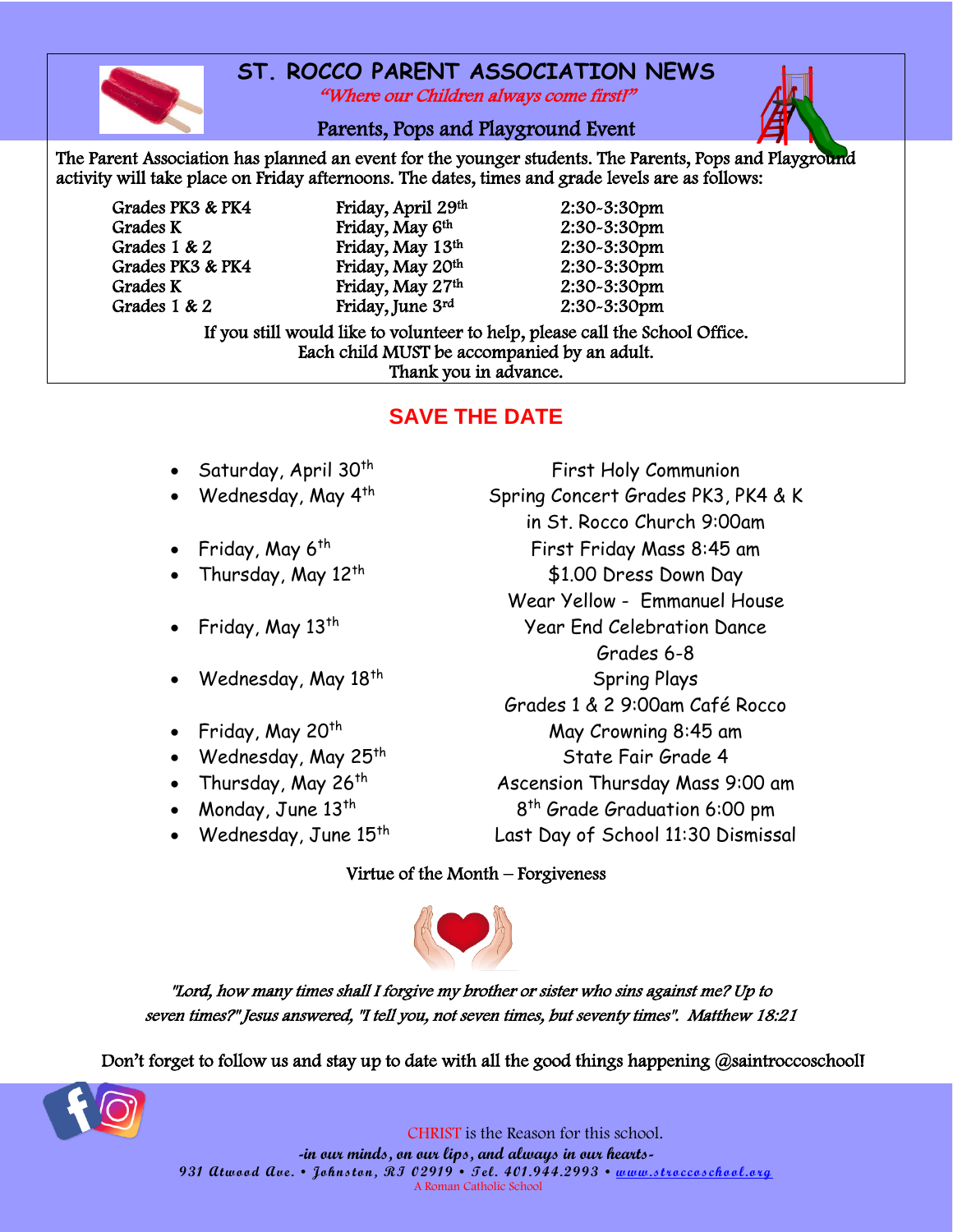# ST. ROCCO PARENT ASSOCIATION NEWS

*"Where our Children always come first!"*

## Parents, Pops and Playground Event

The Parent Association has planned an event for the younger students. The Parents, Pops and Playground activity will take place on Friday afternoons. The dates, times and grade levels are as follows:

| | | |
|---|---|---|
| Grades PK3 & PK4 | Friday, April 29th | 2:30-3:30pm |
| Grades K | Friday, May 6th | 2:30-3:30pm |
| Grades 1 & 2 | Friday, May 13th | 2:30-3:30pm |
| Grades PK3 & PK4 | Friday, May 20th | 2:30-3:30pm |
| Grades K | Friday, May 27th | 2:30-3:30pm |
| Grades 1 & 2 | Friday, June 3rd | 2:30-3:30pm |

If you still would like to volunteer to help, please call the School Office.
Each child MUST be accompanied by an adult.
Thank you in advance.

## SAVE THE DATE

- Saturday, April 30th — First Holy Communion
- Wednesday, May 4th — Spring Concert Grades PK3, PK4 & K in St. Rocco Church 9:00am
- Friday, May 6th — First Friday Mass 8:45 am
- Thursday, May 12th — $1.00 Dress Down Day Wear Yellow - Emmanuel House
- Friday, May 13th — Year End Celebration Dance Grades 6-8
- Wednesday, May 18th — Spring Plays Grades 1 & 2 9:00am Café Rocco
- Friday, May 20th — May Crowning 8:45 am
- Wednesday, May 25th — State Fair Grade 4
- Thursday, May 26th — Ascension Thursday Mass 9:00 am
- Monday, June 13th — 8th Grade Graduation 6:00 pm
- Wednesday, June 15th — Last Day of School 11:30 Dismissal

Virtue of the Month – Forgiveness

*"Lord, how many times shall I forgive my brother or sister who sins against me? Up to seven times?" Jesus answered, "I tell you, not seven times, but seventy times". Matthew 18:21*

Don't forget to follow us and stay up to date with all the good things happening @saintroccoschool!

CHRIST is the Reason for this school.

*-in our minds, on our lips, and always in our hearts-*

931 Atwood Ave. • Johnston, RI 02919 • Tel. 401.944.2993 • www.stroccoschool.org

A Roman Catholic School